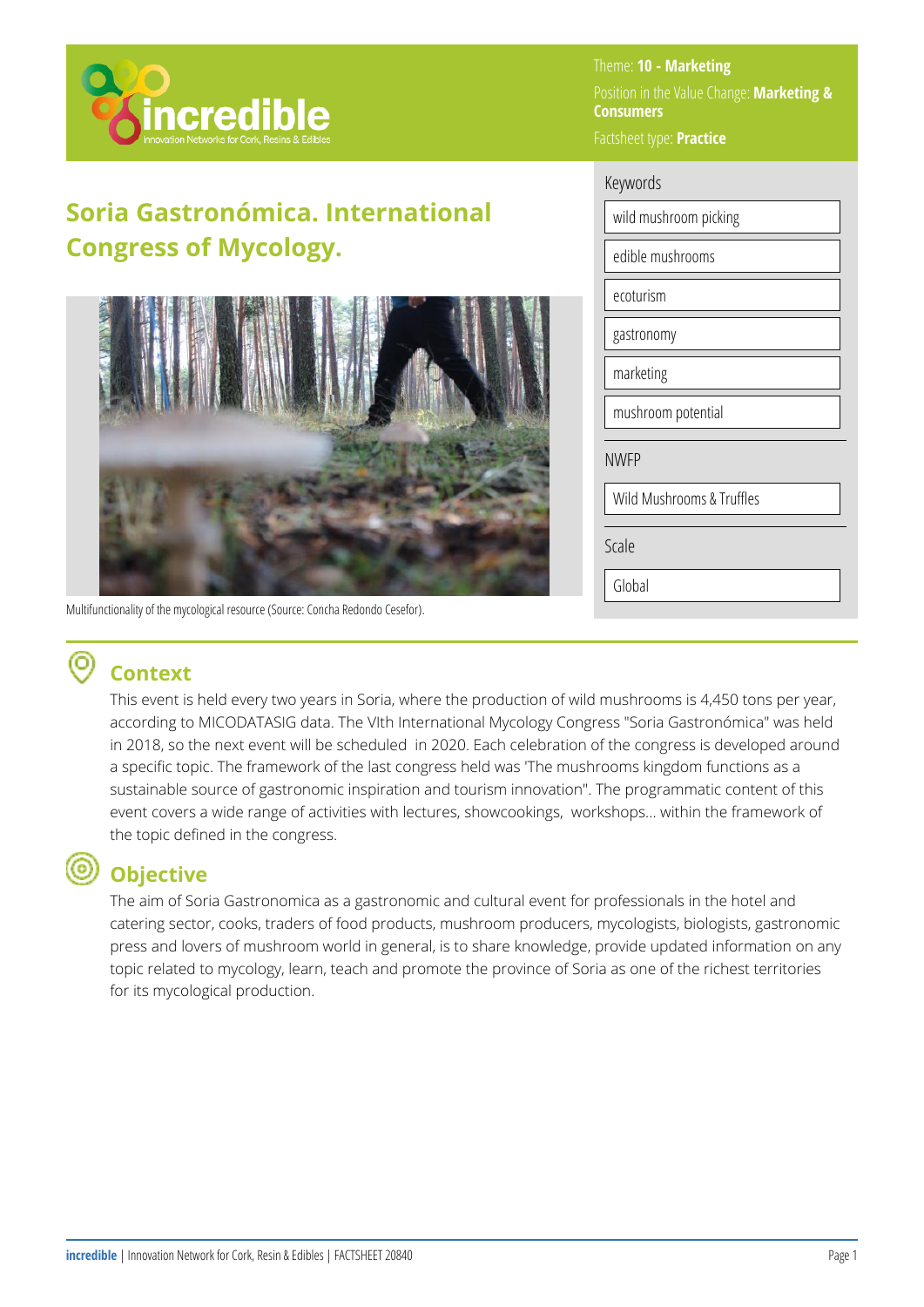Theme: **10 - Marketing**

Position in the Value Change: **Marketing & Consumers**

Factsheet type: **Practice**

# Soria Gastronómica. International Congress of Mycology.

Multifunctionality of the mycological resource (Source: Concha Redondo Cesefor).

Keywords

- wild mushroom picking
- edible mushrooms
- ecoturism
- gastronomy
- marketing
- mushroom potential

NWFP

- Wild Mushrooms & Truffles

Scale

- Global

## Context

This event is held every two years in Soria, where the production of wild mushrooms is 4,450 tons per year, according to MICODATASIG data. The VIth International Mycology Congress "Soria Gastronómica" was held in 2018, so the next event will be scheduled in 2020. Each celebration of the congress is developed around a specific topic. The framework of the last congress held was 'The mushrooms kingdom functions as a sustainable source of gastronomic inspiration and tourism innovation". The programmatic content of this event covers a wide range of activities with lectures, showcookings, workshops... within the framework of the topic defined in the congress.

## Objective

The aim of Soria Gastronomica as a gastronomic and cultural event for professionals in the hotel and catering sector, cooks, traders of food products, mushroom producers, mycologists, biologists, gastronomic press and lovers of mushroom world in general, is to share knowledge, provide updated information on any topic related to mycology, learn, teach and promote the province of Soria as one of the richest territories for its mycological production.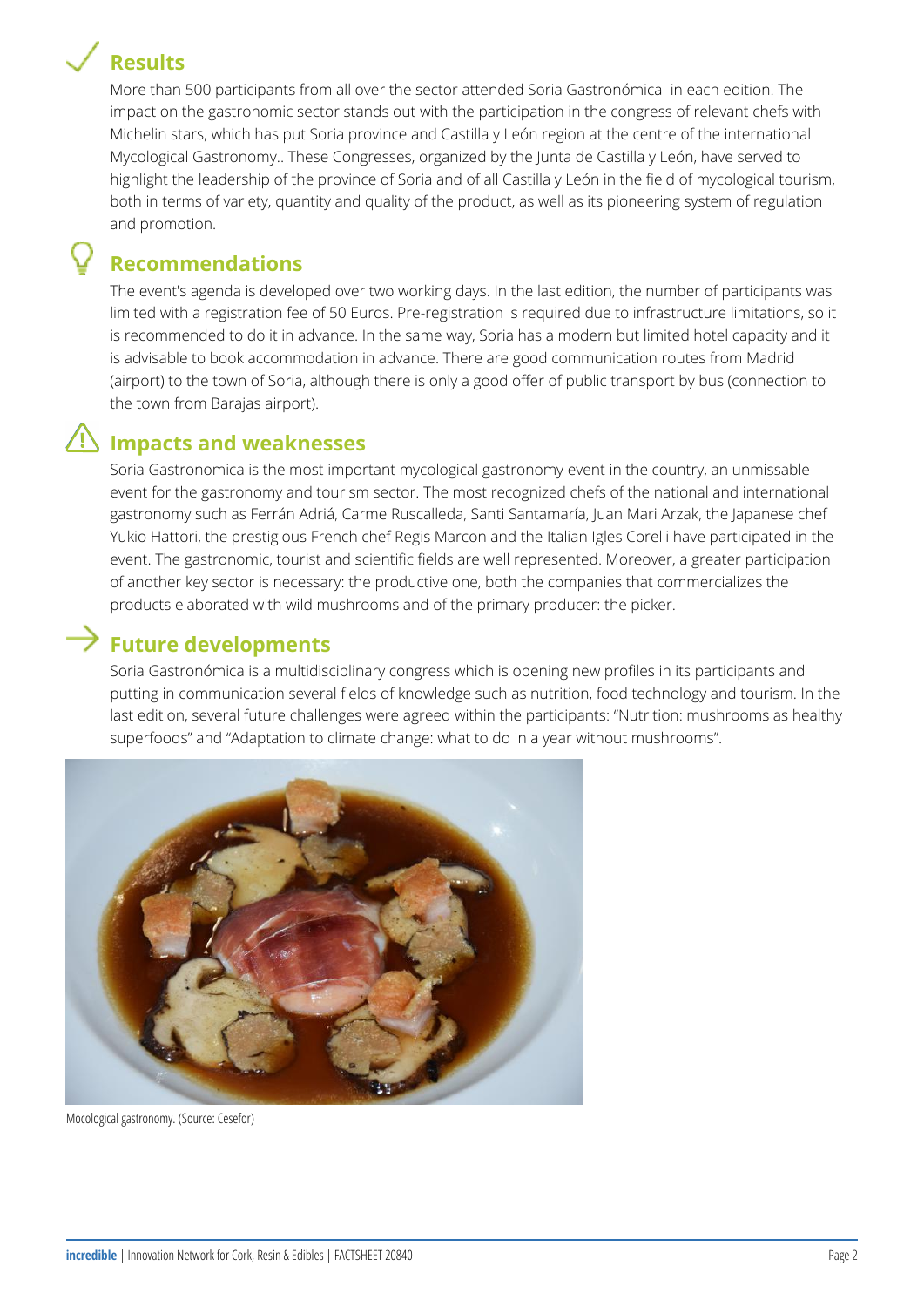## Results

More than 500 participants from all over the sector attended Soria Gastronómica  in each edition. The impact on the gastronomic sector stands out with the participation in the congress of relevant chefs with Michelin stars, which has put Soria province and Castilla y León region at the centre of the international Mycological Gastronomy.. These Congresses, organized by the Junta de Castilla y León, have served to highlight the leadership of the province of Soria and of all Castilla y León in the field of mycological tourism, both in terms of variety, quantity and quality of the product, as well as its pioneering system of regulation and promotion.

## Recommendations

The event's agenda is developed over two working days. In the last edition, the number of participants was limited with a registration fee of 50 Euros. Pre-registration is required due to infrastructure limitations, so it is recommended to do it in advance. In the same way, Soria has a modern but limited hotel capacity and it is advisable to book accommodation in advance. There are good communication routes from Madrid (airport) to the town of Soria, although there is only a good offer of public transport by bus (connection to the town from Barajas airport).

## Impacts and weaknesses

Soria Gastronomica is the most important mycological gastronomy event in the country, an unmissable event for the gastronomy and tourism sector. The most recognized chefs of the national and international gastronomy such as Ferrán Adriá, Carme Ruscalleda, Santi Santamaría, Juan Mari Arzak, the Japanese chef Yukio Hattori, the prestigious French chef Regis Marcon and the Italian Igles Corelli have participated in the event. The gastronomic, tourist and scientific fields are well represented. Moreover, a greater participation of another key sector is necessary: the productive one, both the companies that commercializes the products elaborated with wild mushrooms and of the primary producer: the picker.

## Future developments

Soria Gastronómica is a multidisciplinary congress which is opening new profiles in its participants and putting in communication several fields of knowledge such as nutrition, food technology and tourism. In the last edition, several future challenges were agreed within the participants: "Nutrition: mushrooms as healthy superfoods" and "Adaptation to climate change: what to do in a year without mushrooms".

Mocological gastronomy. (Source: Cesefor)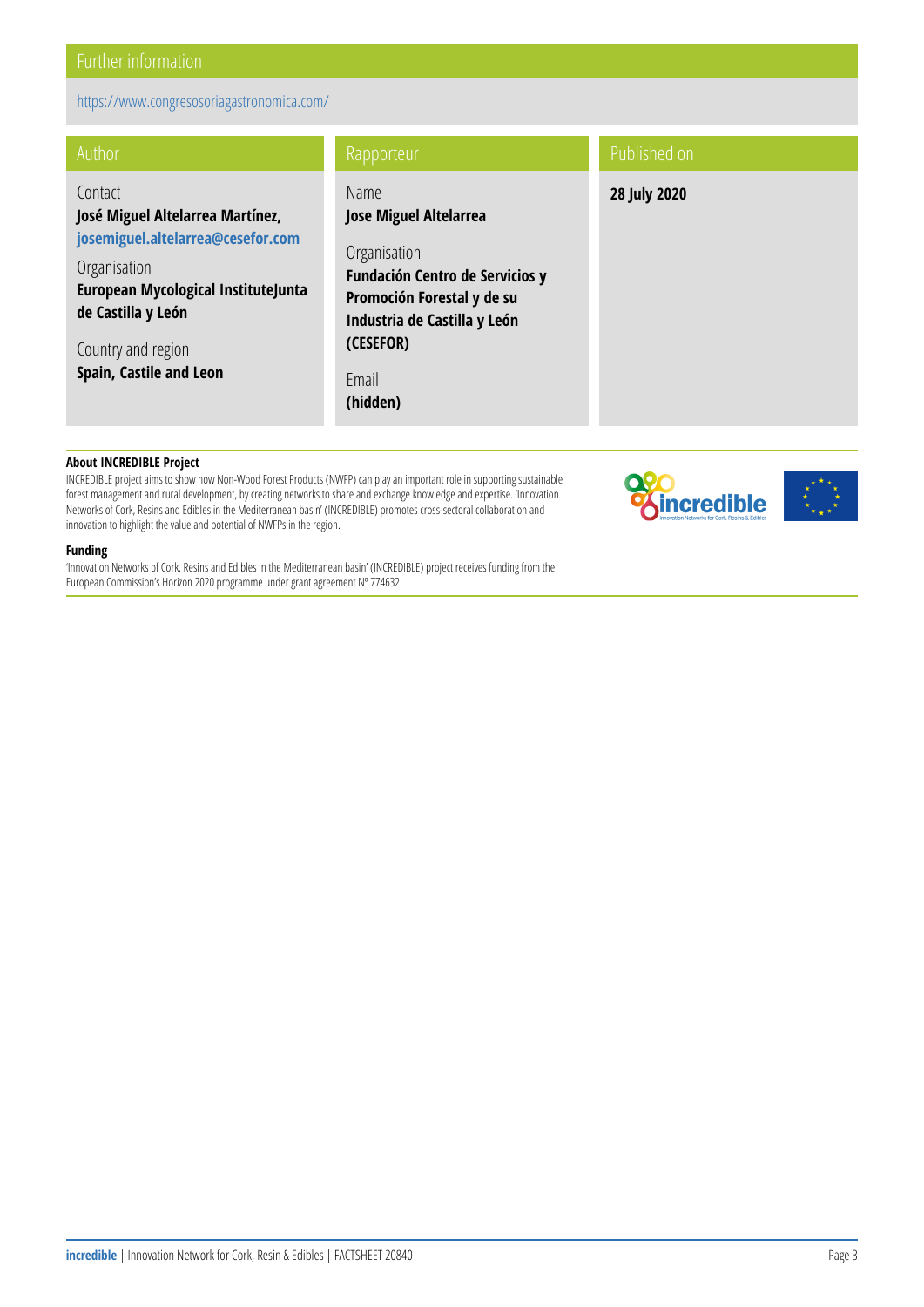## Further information

https://www.congresosoriagastronomica.com/

## Author

Contact

**José Miguel Altelarrea Martínez, josemiguel.altelarrea@cesefor.com**

Organisation

**European Mycological InstituteJunta de Castilla y León**

Country and region

**Spain, Castile and Leon**

## Rapporteur

Name

**Jose Miguel Altelarrea**

Organisation

**Fundación Centro de Servicios y Promoción Forestal y de su Industria de Castilla y León (CESEFOR)**

Email

**(hidden)**

## Published on

**28 July 2020**

---

**About INCREDIBLE Project**

INCREDIBLE project aims to show how Non-Wood Forest Products (NWFP) can play an important role in supporting sustainable forest management and rural development, by creating networks to share and exchange knowledge and expertise. 'Innovation Networks of Cork, Resins and Edibles in the Mediterranean basin' (INCREDIBLE) promotes cross-sectoral collaboration and innovation to highlight the value and potential of NWFPs in the region.

**Funding**

'Innovation Networks of Cork, Resins and Edibles in the Mediterranean basin' (INCREDIBLE) project receives funding from the European Commission's Horizon 2020 programme under grant agreement Nº 774632.